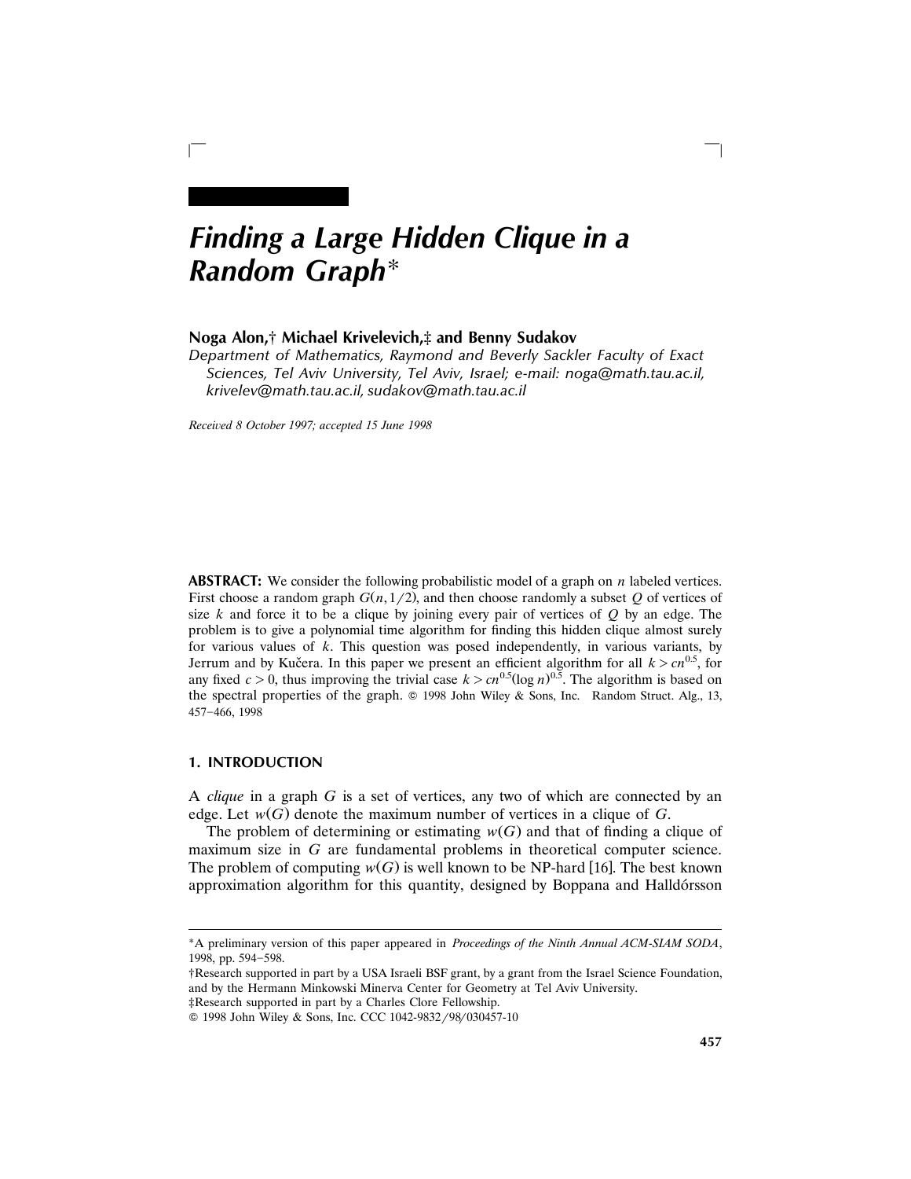# *Finding a Large Hidden Clique in a Random Graph**

**Noga Alon,† Michael Krivelevich,‡ and Benny Sudakov**

*Department of Mathematics, Raymond and Beverly Sackler Faculty of Exact Sciences, Tel Aviv University, Tel Aviv, Israel; e-mail: noga@math.tau.ac.il, krivelev@math.tau.ac.il, sudakov@math.tau.ac.il*

*Received 8 October 1997; accepted 15 June 1998*

**ABSTRACT:** We consider the following probabilistic model of a graph on $n$ labeled vertices. First choose a random graph $G(n, 1/2)$, and then choose randomly a subset $Q$ of vertices of size $k$ and force it to be a clique by joining every pair of vertices of $Q$ by an edge. The problem is to give a polynomial time algorithm for finding this hidden clique almost surely for various values of $k$. This question was posed independently, in various variants, by Jerrum and by Kučera. In this paper we present an efficient algorithm for all $k > cn^{0.5}$, for any fixed $c > 0$, thus improving the trivial case $k > cn^{0.5}(\log n)^{0.5}$. The algorithm is based on the spectral properties of the graph. © 1998 John Wiley & Sons, Inc. Random Struct. Alg., 13, 457–466, 1998

## 1. INTRODUCTION

A *clique* in a graph $G$ is a set of vertices, any two of which are connected by an edge. Let $w(G)$ denote the maximum number of vertices in a clique of $G$.

The problem of determining or estimating $w(G)$ and that of finding a clique of maximum size in $G$ are fundamental problems in theoretical computer science. The problem of computing $w(G)$ is well known to be NP-hard [16]. The best known approximation algorithm for this quantity, designed by Boppana and Halldórsson

---

*A preliminary version of this paper appeared in *Proceedings of the Ninth Annual ACM-SIAM SODA*, 1998, pp. 594–598.

†Research supported in part by a USA Israeli BSF grant, by a grant from the Israel Science Foundation, and by the Hermann Minkowski Minerva Center for Geometry at Tel Aviv University.

‡Research supported in part by a Charles Clore Fellowship.

© 1998 John Wiley & Sons, Inc. CCC 1042-9832/98/030457-10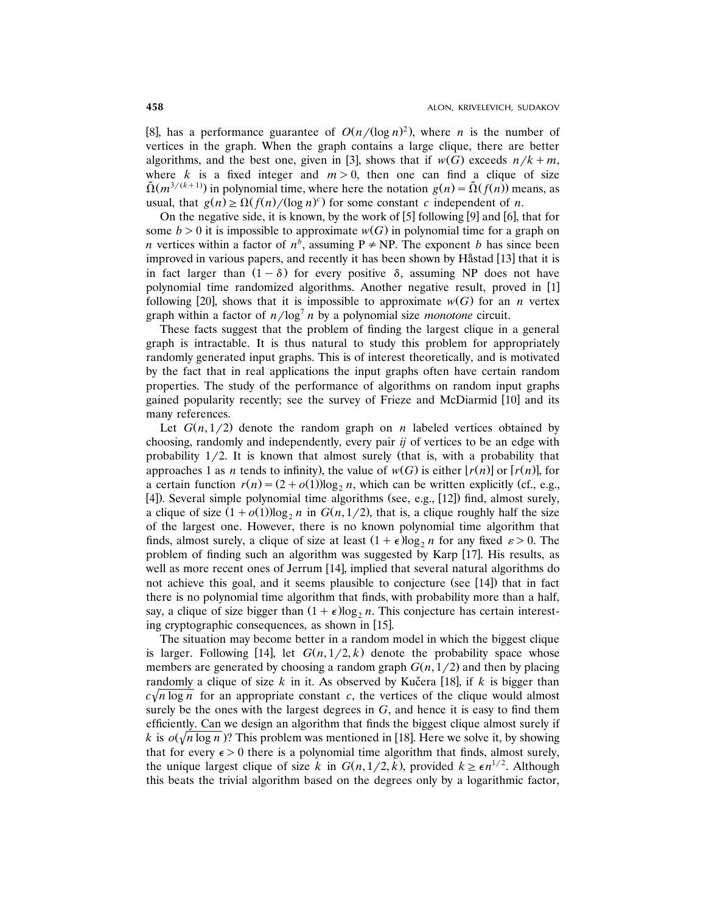[8], has a performance guarantee of $O(n/(\log n)^2)$, where $n$ is the number of vertices in the graph. When the graph contains a large clique, there are better algorithms, and the best one, given in [3], shows that if $w(G)$ exceeds $n/k + m$, where $k$ is a fixed integer and $m > 0$, then one can find a clique of size $\tilde{\Omega}(m^{3/(k+1)})$ in polynomial time, where here the notation $g(n) = \tilde{\Omega}(f(n))$ means, as usual, that $g(n) \geq \Omega(f(n)/(\log n)^c)$ for some constant $c$ independent of $n$.

On the negative side, it is known, by the work of [5] following [9] and [6], that for some $b > 0$ it is impossible to approximate $w(G)$ in polynomial time for a graph on $n$ vertices within a factor of $n^b$, assuming P $\neq$ NP. The exponent $b$ has since been improved in various papers, and recently it has been shown by Håstad [13] that it is in fact larger than $(1 - \delta)$ for every positive $\delta$, assuming NP does not have polynomial time randomized algorithms. Another negative result, proved in [1] following [20], shows that it is impossible to approximate $w(G)$ for an $n$ vertex graph within a factor of $n/\log^7 n$ by a polynomial size *monotone* circuit.

These facts suggest that the problem of finding the largest clique in a general graph is intractable. It is thus natural to study this problem for appropriately randomly generated input graphs. This is of interest theoretically, and is motivated by the fact that in real applications the input graphs often have certain random properties. The study of the performance of algorithms on random input graphs gained popularity recently; see the survey of Frieze and McDiarmid [10] and its many references.

Let $G(n, 1/2)$ denote the random graph on $n$ labeled vertices obtained by choosing, randomly and independently, every pair $ij$ of vertices to be an edge with probability $1/2$. It is known that almost surely (that is, with a probability that approaches 1 as $n$ tends to infinity), the value of $w(G)$ is either $\lfloor r(n) \rfloor$ or $\lceil r(n) \rceil$, for a certain function $r(n) = (2 + o(1))\log_2 n$, which can be written explicitly (cf., e.g., [4]). Several simple polynomial time algorithms (see, e.g., [12]) find, almost surely, a clique of size $(1 + o(1))\log_2 n$ in $G(n, 1/2)$, that is, a clique roughly half the size of the largest one. However, there is no known polynomial time algorithm that finds, almost surely, a clique of size at least $(1 + \epsilon)\log_2 n$ for any fixed $\varepsilon > 0$. The problem of finding such an algorithm was suggested by Karp [17]. His results, as well as more recent ones of Jerrum [14], implied that several natural algorithms do not achieve this goal, and it seems plausible to conjecture (see [14]) that in fact there is no polynomial time algorithm that finds, with probability more than a half, say, a clique of size bigger than $(1 + \epsilon)\log_2 n$. This conjecture has certain interesting cryptographic consequences, as shown in [15].

The situation may become better in a random model in which the biggest clique is larger. Following [14], let $G(n, 1/2, k)$ denote the probability space whose members are generated by choosing a random graph $G(n, 1/2)$ and then by placing randomly a clique of size $k$ in it. As observed by Kučera [18], if $k$ is bigger than $c\sqrt{n \log n}$ for an appropriate constant $c$, the vertices of the clique would almost surely be the ones with the largest degrees in $G$, and hence it is easy to find them efficiently. Can we design an algorithm that finds the biggest clique almost surely if $k$ is $o(\sqrt{n \log n})$? This problem was mentioned in [18]. Here we solve it, by showing that for every $\epsilon > 0$ there is a polynomial time algorithm that finds, almost surely, the unique largest clique of size $k$ in $G(n, 1/2, k)$, provided $k \geq \epsilon n^{1/2}$. Although this beats the trivial algorithm based on the degrees only by a logarithmic factor,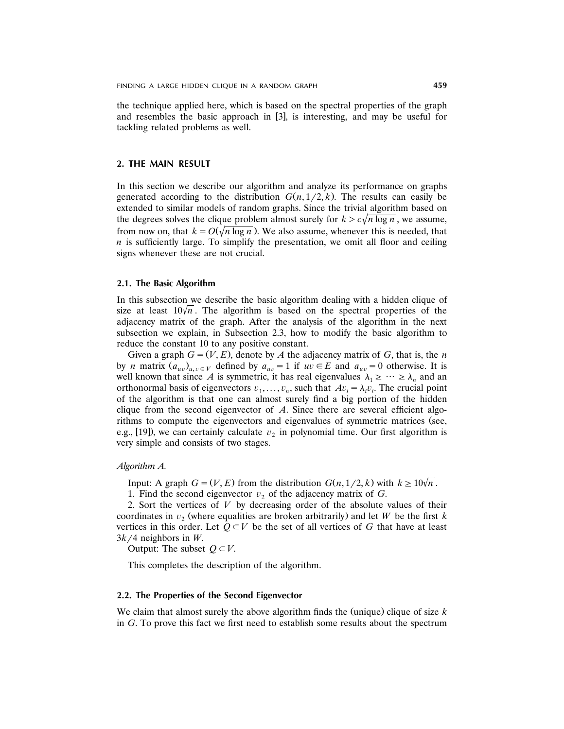the technique applied here, which is based on the spectral properties of the graph and resembles the basic approach in [3], is interesting, and may be useful for tackling related problems as well.

## 2. THE MAIN RESULT

In this section we describe our algorithm and analyze its performance on graphs generated according to the distribution $G(n, 1/2, k)$. The results can easily be extended to similar models of random graphs. Since the trivial algorithm based on the degrees solves the clique problem almost surely for $k > c\sqrt{n \log n}$, we assume, from now on, that $k = O(\sqrt{n \log n})$. We also assume, whenever this is needed, that $n$ is sufficiently large. To simplify the presentation, we omit all floor and ceiling signs whenever these are not crucial.

### 2.1. The Basic Algorithm

In this subsection we describe the basic algorithm dealing with a hidden clique of size at least $10\sqrt{n}$. The algorithm is based on the spectral properties of the adjacency matrix of the graph. After the analysis of the algorithm in the next subsection we explain, in Subsection 2.3, how to modify the basic algorithm to reduce the constant 10 to any positive constant.

Given a graph $G = (V, E)$, denote by $A$ the adjacency matrix of $G$, that is, the $n$ by $n$ matrix $(a_{uv})_{u,v \in V}$ defined by $a_{uv} = 1$ if $uv \in E$ and $a_{uv} = 0$ otherwise. It is well known that since $A$ is symmetric, it has real eigenvalues $\lambda_1 \geq \cdots \geq \lambda_n$ and an orthonormal basis of eigenvectors $v_1, \dots, v_n$, such that $Av_i = \lambda_i v_i$. The crucial point of the algorithm is that one can almost surely find a big portion of the hidden clique from the second eigenvector of $A$. Since there are several efficient algorithms to compute the eigenvectors and eigenvalues of symmetric matrices (see, e.g., [19]), we can certainly calculate $v_2$ in polynomial time. Our first algorithm is very simple and consists of two stages.

*Algorithm A.*

Input: A graph $G = (V, E)$ from the distribution $G(n, 1/2, k)$ with $k \geq 10\sqrt{n}$.

1. Find the second eigenvector $v_2$ of the adjacency matrix of $G$.

2. Sort the vertices of $V$ by decreasing order of the absolute values of their coordinates in $v_2$ (where equalities are broken arbitrarily) and let $W$ be the first $k$ vertices in this order. Let $Q \subset V$ be the set of all vertices of $G$ that have at least $3k/4$ neighbors in $W$.

Output: The subset $Q \subset V$.

This completes the description of the algorithm.

### 2.2. The Properties of the Second Eigenvector

We claim that almost surely the above algorithm finds the (unique) clique of size $k$ in $G$. To prove this fact we first need to establish some results about the spectrum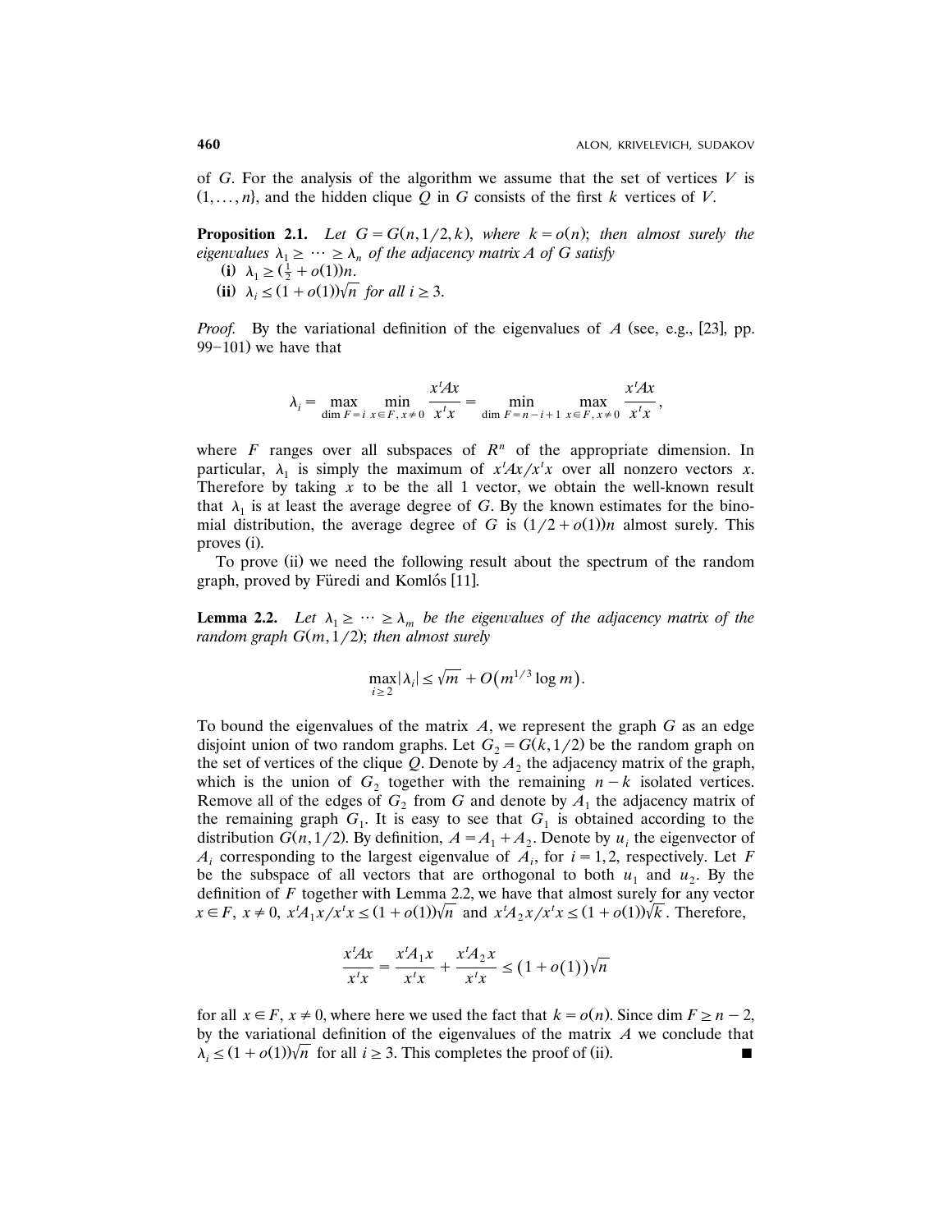of $G$. For the analysis of the algorithm we assume that the set of vertices $V$ is $(1, \dots, n\}$, and the hidden clique $Q$ in $G$ consists of the first $k$ vertices of $V$.

**Proposition 2.1.** *Let $G = G(n, 1/2, k)$, where $k = o(n)$; then almost surely the eigenvalues $\lambda_1 \geq \cdots \geq \lambda_n$ of the adjacency matrix $A$ of $G$ satisfy*

**(i)** $\lambda_1 \geq (\frac{1}{2} + o(1))n$.

**(ii)** $\lambda_i \leq (1 + o(1))\sqrt{n}$ *for all* $i \geq 3$.

*Proof.* By the variational definition of the eigenvalues of $A$ (see, e.g., [23], pp. 99–101) we have that

$$\lambda_i = \max_{\dim F = i} \min_{x \in F, x \neq 0} \frac{x^t A x}{x^t x} = \min_{\dim F = n-i+1} \max_{x \in F, x \neq 0} \frac{x^t A x}{x^t x},$$

where $F$ ranges over all subspaces of $R^n$ of the appropriate dimension. In particular, $\lambda_1$ is simply the maximum of $x^t A x / x^t x$ over all nonzero vectors $x$. Therefore by taking $x$ to be the all 1 vector, we obtain the well-known result that $\lambda_1$ is at least the average degree of $G$. By the known estimates for the binomial distribution, the average degree of $G$ is $(1/2 + o(1))n$ almost surely. This proves (i).

To prove (ii) we need the following result about the spectrum of the random graph, proved by Füredi and Komlós [11].

**Lemma 2.2.** *Let $\lambda_1 \geq \cdots \geq \lambda_m$ be the eigenvalues of the adjacency matrix of the random graph $G(m, 1/2)$; then almost surely*

$$\max_{i \geq 2} |\lambda_i| \leq \sqrt{m} + O\left(m^{1/3} \log m\right).$$

To bound the eigenvalues of the matrix $A$, we represent the graph $G$ as an edge disjoint union of two random graphs. Let $G_2 = G(k, 1/2)$ be the random graph on the set of vertices of the clique $Q$. Denote by $A_2$ the adjacency matrix of the graph, which is the union of $G_2$ together with the remaining $n - k$ isolated vertices. Remove all of the edges of $G_2$ from $G$ and denote by $A_1$ the adjacency matrix of the remaining graph $G_1$. It is easy to see that $G_1$ is obtained according to the distribution $G(n, 1/2)$. By definition, $A = A_1 + A_2$. Denote by $u_i$ the eigenvector of $A_i$ corresponding to the largest eigenvalue of $A_i$, for $i = 1, 2$, respectively. Let $F$ be the subspace of all vectors that are orthogonal to both $u_1$ and $u_2$. By the definition of $F$ together with Lemma 2.2, we have that almost surely for any vector $x \in F$, $x \neq 0$, $x^t A_1 x / x^t x \leq (1 + o(1))\sqrt{n}$ and $x^t A_2 x / x^t x \leq (1 + o(1))\sqrt{k}$. Therefore,

$$\frac{x^t A x}{x^t x} = \frac{x^t A_1 x}{x^t x} + \frac{x^t A_2 x}{x^t x} \leq \left(1 + o(1)\right)\sqrt{n}$$

for all $x \in F$, $x \neq 0$, where here we used the fact that $k = o(n)$. Since $\dim F \geq n - 2$, by the variational definition of the eigenvalues of the matrix $A$ we conclude that $\lambda_i \leq (1 + o(1))\sqrt{n}$ for all $i \geq 3$. This completes the proof of (ii). ∎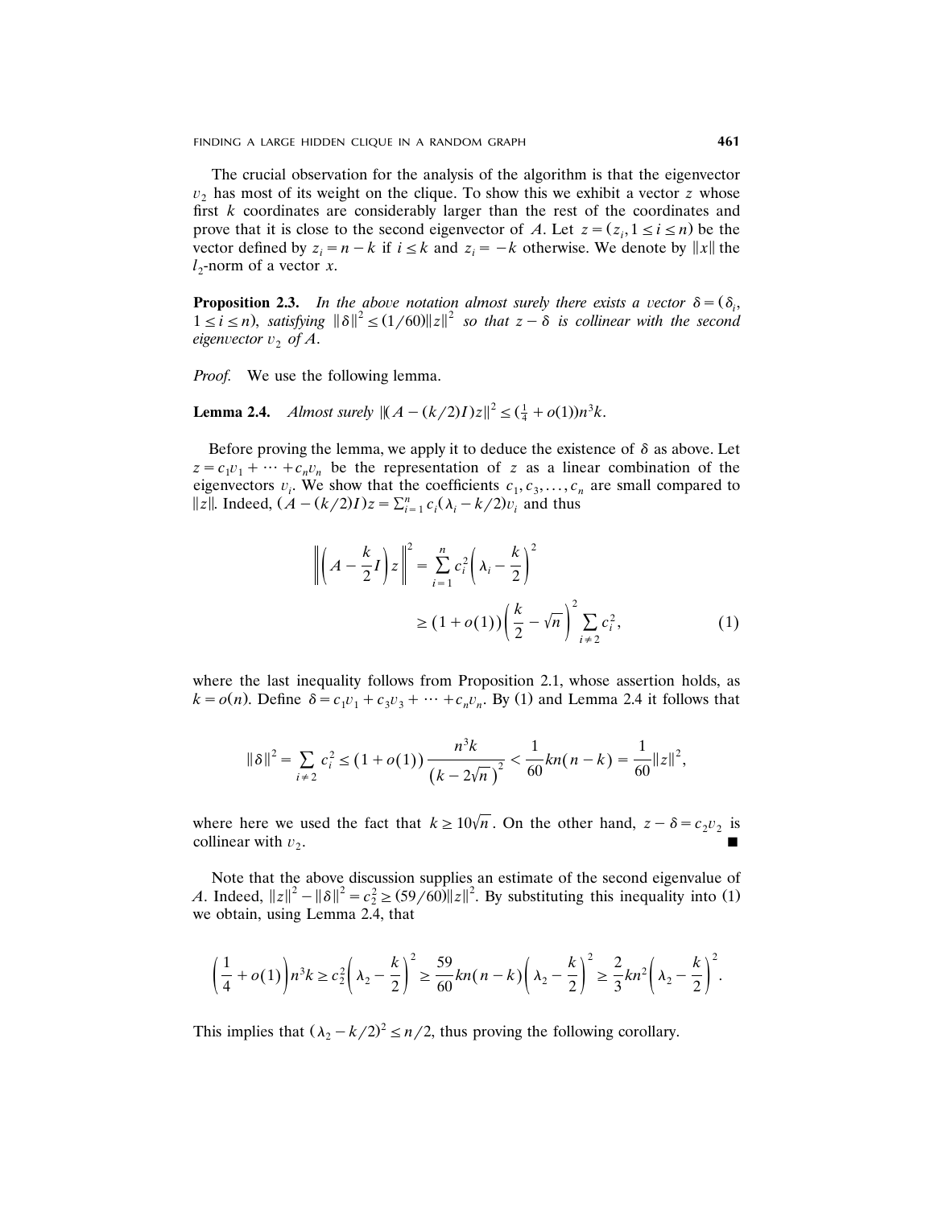The crucial observation for the analysis of the algorithm is that the eigenvector $v_2$ has most of its weight on the clique. To show this we exhibit a vector $z$ whose first $k$ coordinates are considerably larger than the rest of the coordinates and prove that it is close to the second eigenvector of $A$. Let $z = (z_i, 1 \leq i \leq n)$ be the vector defined by $z_i = n - k$ if $i \leq k$ and $z_i = -k$ otherwise. We denote by $\|x\|$ the $l_2$-norm of a vector $x$.

**Proposition 2.3.** *In the above notation almost surely there exists a vector $\delta = (\delta_i, 1 \leq i \leq n)$, satisfying $\|\delta\|^2 \leq (1/60)\|z\|^2$ so that $z - \delta$ is collinear with the second eigenvector $v_2$ of $A$.*

*Proof.* We use the following lemma.

**Lemma 2.4.** *Almost surely $\|(A - (k/2)I)z\|^2 \leq (\frac{1}{4} + o(1))n^3 k$.*

Before proving the lemma, we apply it to deduce the existence of $\delta$ as above. Let $z = c_1 v_1 + \cdots + c_n v_n$ be the representation of $z$ as a linear combination of the eigenvectors $v_i$. We show that the coefficients $c_1, c_3, \ldots, c_n$ are small compared to $\|z\|$. Indeed, $(A - (k/2)I)z = \sum_{i=1}^{n} c_i(\lambda_i - k/2)v_i$ and thus

$$\left\| \left( A - \frac{k}{2} I \right) z \right\|^2 = \sum_{i=1}^{n} c_i^2 \left( \lambda_i - \frac{k}{2} \right)^2 \geq (1 + o(1)) \left( \frac{k}{2} - \sqrt{n} \right)^2 \sum_{i \neq 2} c_i^2, \tag{1}$$

where the last inequality follows from Proposition 2.1, whose assertion holds, as $k = o(n)$. Define $\delta = c_1 v_1 + c_3 v_3 + \cdots + c_n v_n$. By (1) and Lemma 2.4 it follows that

$$\|\delta\|^2 = \sum_{i \neq 2} c_i^2 \leq (1 + o(1)) \frac{n^3 k}{(k - 2\sqrt{n})^2} < \frac{1}{60} kn(n-k) = \frac{1}{60}\|z\|^2,$$

where here we used the fact that $k \geq 10\sqrt{n}$. On the other hand, $z - \delta = c_2 v_2$ is collinear with $v_2$. ∎

Note that the above discussion supplies an estimate of the second eigenvalue of $A$. Indeed, $\|z\|^2 - \|\delta\|^2 = c_2^2 \geq (59/60)\|z\|^2$. By substituting this inequality into (1) we obtain, using Lemma 2.4, that

$$\left( \frac{1}{4} + o(1) \right) n^3 k \geq c_2^2 \left( \lambda_2 - \frac{k}{2} \right)^2 \geq \frac{59}{60} kn(n-k) \left( \lambda_2 - \frac{k}{2} \right)^2 \geq \frac{2}{3} kn^2 \left( \lambda_2 - \frac{k}{2} \right)^2.$$

This implies that $(\lambda_2 - k/2)^2 \leq n/2$, thus proving the following corollary.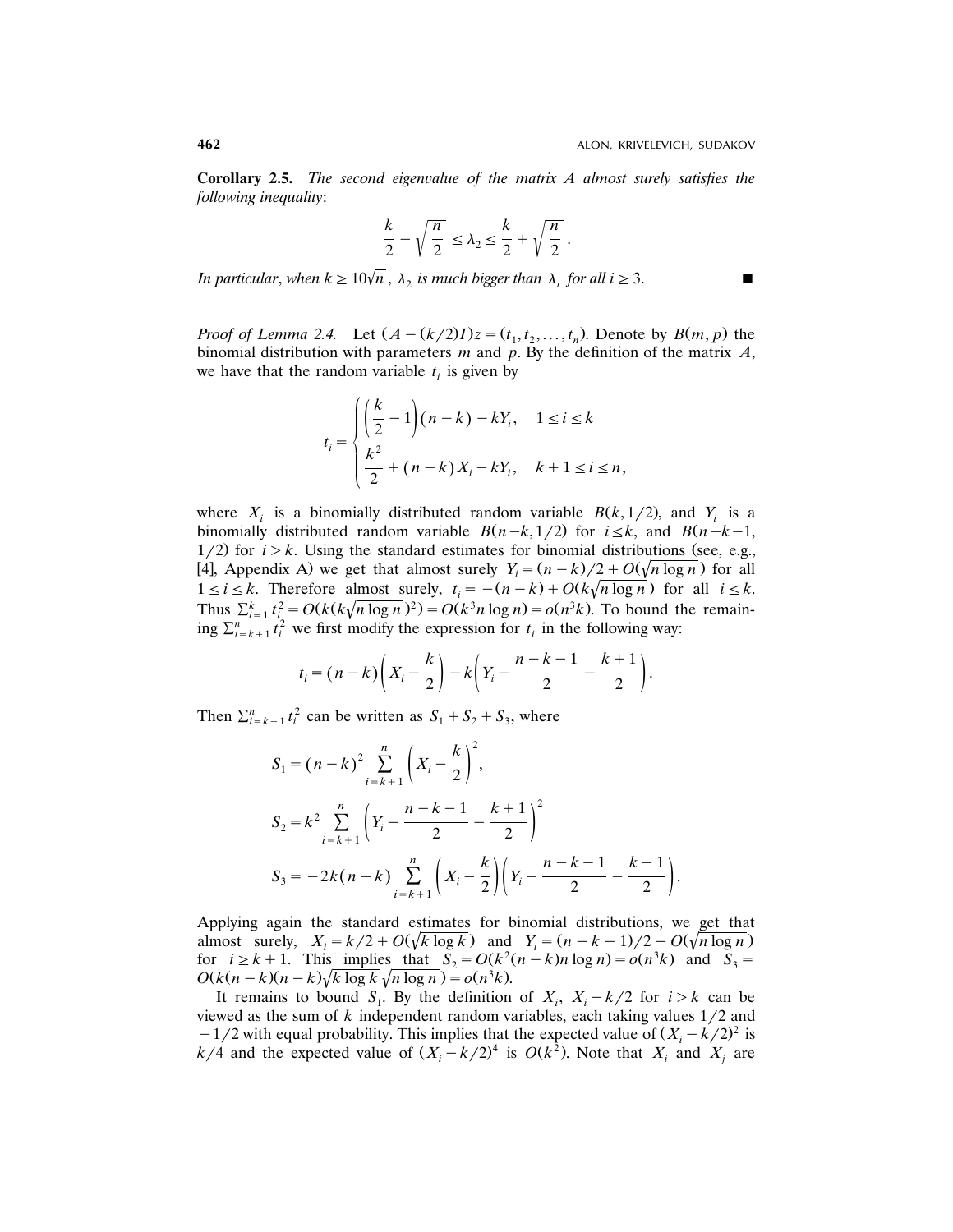**Corollary 2.5.** *The second eigenvalue of the matrix $A$ almost surely satisfies the following inequality*:

$$\frac{k}{2} - \sqrt{\frac{n}{2}} \le \lambda_2 \le \frac{k}{2} + \sqrt{\frac{n}{2}}.$$

*In particular*, *when $k \ge 10\sqrt{n}$, $\lambda_2$ is much bigger than $\lambda_i$ for all $i \ge 3$.* ∎

*Proof of Lemma 2.4.* Let $(A - (k/2)I)z = (t_1, t_2, \dots, t_n)$. Denote by $B(m, p)$ the binomial distribution with parameters $m$ and $p$. By the definition of the matrix $A$, we have that the random variable $t_i$ is given by

$$t_i = \begin{cases} \left(\dfrac{k}{2} - 1\right)(n-k) - kY_i, & 1 \le i \le k \\[2ex] \dfrac{k^2}{2} + (n-k)X_i - kY_i, & k+1 \le i \le n, \end{cases}$$

where $X_i$ is a binomially distributed random variable $B(k, 1/2)$, and $Y_i$ is a binomially distributed random variable $B(n-k, 1/2)$ for $i \le k$, and $B(n-k-1, 1/2)$ for $i > k$. Using the standard estimates for binomial distributions (see, e.g., [4], Appendix A) we get that almost surely $Y_i = (n-k)/2 + O(\sqrt{n \log n})$ for all $1 \le i \le k$. Therefore almost surely, $t_i = -(n-k) + O(k\sqrt{n \log n})$ for all $i \le k$. Thus $\sum_{i=1}^{k} t_i^2 = O(k(k\sqrt{n \log n})^2) = O(k^3 n \log n) = o(n^3 k)$. To bound the remaining $\sum_{i=k+1}^{n} t_i^2$ we first modify the expression for $t_i$ in the following way:

$$t_i = (n-k)\left(X_i - \frac{k}{2}\right) - k\left(Y_i - \frac{n-k-1}{2} - \frac{k+1}{2}\right).$$

Then $\sum_{i=k+1}^{n} t_i^2$ can be written as $S_1 + S_2 + S_3$, where

$$S_1 = (n-k)^2 \sum_{i=k+1}^{n} \left(X_i - \frac{k}{2}\right)^2,$$

$$S_2 = k^2 \sum_{i=k+1}^{n} \left(Y_i - \frac{n-k-1}{2} - \frac{k+1}{2}\right)^2$$

$$S_3 = -2k(n-k) \sum_{i=k+1}^{n} \left(X_i - \frac{k}{2}\right)\left(Y_i - \frac{n-k-1}{2} - \frac{k+1}{2}\right).$$

Applying again the standard estimates for binomial distributions, we get that almost surely, $X_i = k/2 + O(\sqrt{k \log k})$ and $Y_i = (n-k-1)/2 + O(\sqrt{n \log n})$ for $i \ge k+1$. This implies that $S_2 = O(k^2(n-k)n \log n) = o(n^3 k)$ and $S_3 = O(k(n-k)(n-k)\sqrt{k \log k}\sqrt{n \log n}) = o(n^3 k)$.

It remains to bound $S_1$. By the definition of $X_i$, $X_i - k/2$ for $i > k$ can be viewed as the sum of $k$ independent random variables, each taking values $1/2$ and $-1/2$ with equal probability. This implies that the expected value of $(X_i - k/2)^2$ is $k/4$ and the expected value of $(X_i - k/2)^4$ is $O(k^2)$. Note that $X_i$ and $X_j$ are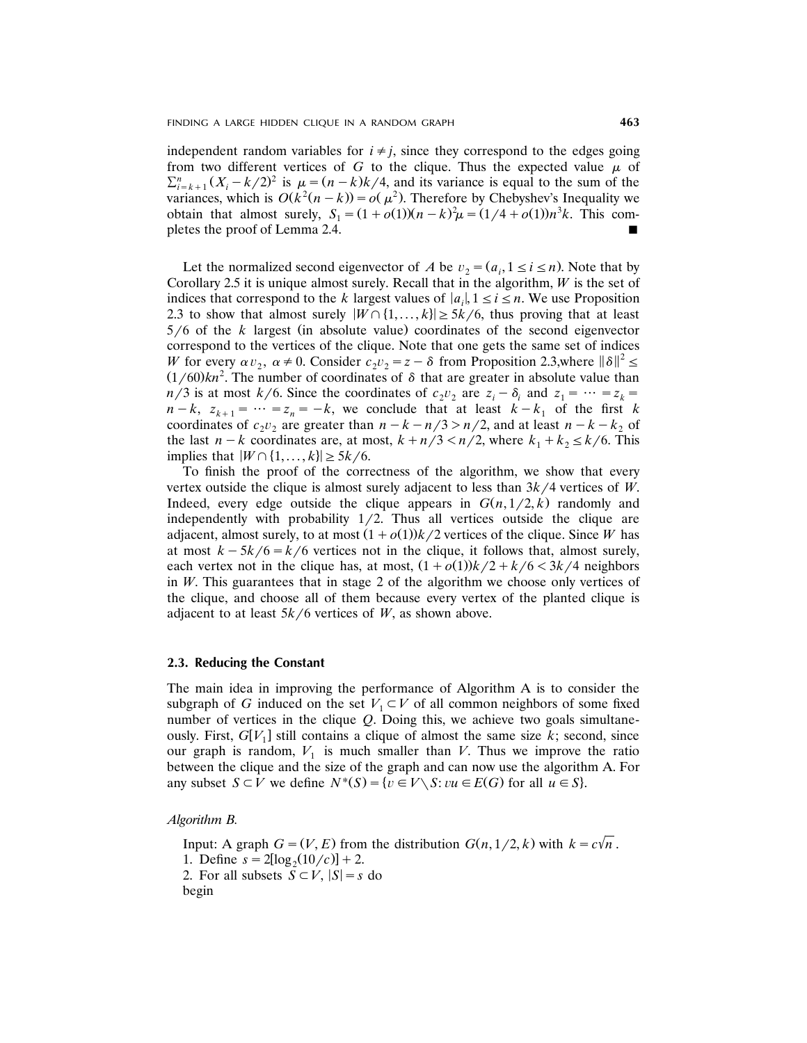independent random variables for $i \neq j$, since they correspond to the edges going from two different vertices of $G$ to the clique. Thus the expected value $\mu$ of $\sum_{i=k+1}^{n}(X_i - k/2)^2$ is $\mu = (n-k)k/4$, and its variance is equal to the sum of the variances, which is $O(k^2(n-k)) = o(\mu^2)$. Therefore by Chebyshev's Inequality we obtain that almost surely, $S_1 = (1+o(1))(n-k)^2\mu = (1/4 + o(1))n^3k$. This completes the proof of Lemma 2.4. ■

Let the normalized second eigenvector of $A$ be $v_2 = (a_i, 1 \leq i \leq n)$. Note that by Corollary 2.5 it is unique almost surely. Recall that in the algorithm, $W$ is the set of indices that correspond to the $k$ largest values of $|a_i|, 1 \leq i \leq n$. We use Proposition 2.3 to show that almost surely $|W \cap \{1, \dots, k\}| \geq 5k/6$, thus proving that at least $5/6$ of the $k$ largest (in absolute value) coordinates of the second eigenvector correspond to the vertices of the clique. Note that one gets the same set of indices $W$ for every $\alpha v_2$, $\alpha \neq 0$. Consider $c_2 v_2 = z - \delta$ from Proposition 2.3,where $\|\delta\|^2 \leq (1/60)kn^2$. The number of coordinates of $\delta$ that are greater in absolute value than $n/3$ is at most $k/6$. Since the coordinates of $c_2 v_2$ are $z_i - \delta_i$ and $z_1 = \cdots = z_k = n-k$, $z_{k+1} = \cdots = z_n = -k$, we conclude that at least $k - k_1$ of the first $k$ coordinates of $c_2 v_2$ are greater than $n - k - n/3 > n/2$, and at least $n - k - k_2$ of the last $n-k$ coordinates are, at most, $k + n/3 < n/2$, where $k_1 + k_2 \leq k/6$. This implies that $|W \cap \{1, \dots, k\}| \geq 5k/6$.

To finish the proof of the correctness of the algorithm, we show that every vertex outside the clique is almost surely adjacent to less than $3k/4$ vertices of $W$. Indeed, every edge outside the clique appears in $G(n, 1/2, k)$ randomly and independently with probability $1/2$. Thus all vertices outside the clique are adjacent, almost surely, to at most $(1+o(1))k/2$ vertices of the clique. Since $W$ has at most $k - 5k/6 = k/6$ vertices not in the clique, it follows that, almost surely, each vertex not in the clique has, at most, $(1+o(1))k/2 + k/6 < 3k/4$ neighbors in $W$. This guarantees that in stage 2 of the algorithm we choose only vertices of the clique, and choose all of them because every vertex of the planted clique is adjacent to at least $5k/6$ vertices of $W$, as shown above.

### 2.3. Reducing the Constant

The main idea in improving the performance of Algorithm A is to consider the subgraph of $G$ induced on the set $V_1 \subset V$ of all common neighbors of some fixed number of vertices in the clique $Q$. Doing this, we achieve two goals simultaneously. First, $G[V_1]$ still contains a clique of almost the same size $k$; second, since our graph is random, $V_1$ is much smaller than $V$. Thus we improve the ratio between the clique and the size of the graph and can now use the algorithm A. For any subset $S \subset V$ we define $N^*(S) = \{v \in V \setminus S : vu \in E(G) \text{ for all } u \in S\}$.

*Algorithm B.*

Input: A graph $G = (V, E)$ from the distribution $G(n, 1/2, k)$ with $k = c\sqrt{n}$.
1. Define $s = 2[\log_2(10/c)] + 2$.
2. For all subsets $S \subset V$, $|S| = s$ do
begin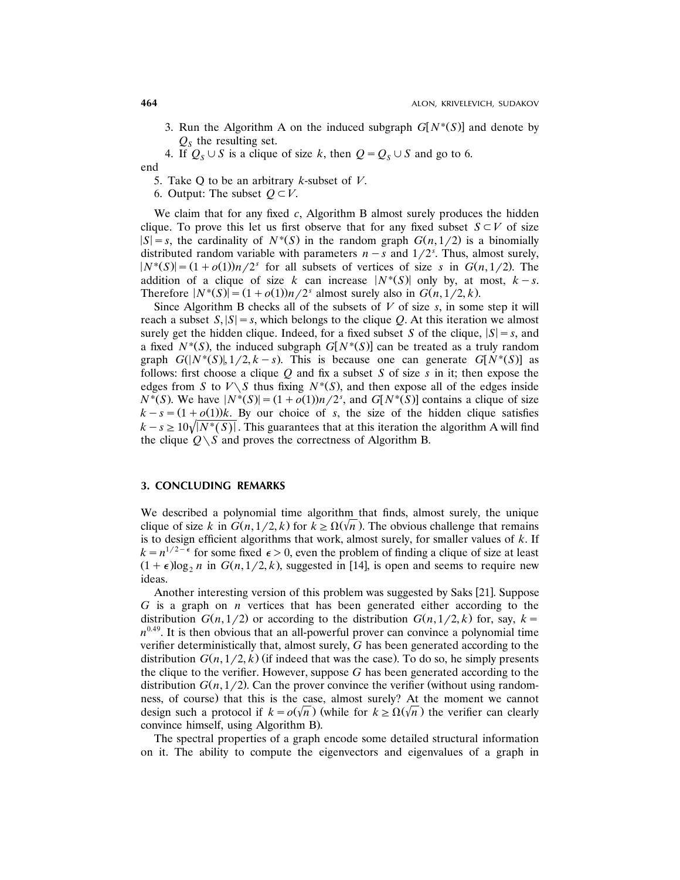3. Run the Algorithm A on the induced subgraph $G[N^*(S)]$ and denote by $Q_S$ the resulting set.
4. If $Q_S \cup S$ is a clique of size $k$, then $Q = Q_S \cup S$ and go to 6.

end

5. Take Q to be an arbitrary $k$-subset of $V$.
6. Output: The subset $Q \subset V$.

We claim that for any fixed $c$, Algorithm B almost surely produces the hidden clique. To prove this let us first observe that for any fixed subset $S \subset V$ of size $|S| = s$, the cardinality of $N^*(S)$ in the random graph $G(n, 1/2)$ is a binomially distributed random variable with parameters $n - s$ and $1/2^s$. Thus, almost surely, $|N^*(S)| = (1 + o(1))n/2^s$ for all subsets of vertices of size $s$ in $G(n, 1/2)$. The addition of a clique of size $k$ can increase $|N^*(S)|$ only by, at most, $k - s$. Therefore $|N^*(S)| = (1 + o(1))n/2^s$ almost surely also in $G(n, 1/2, k)$.

Since Algorithm B checks all of the subsets of $V$ of size $s$, in some step it will reach a subset $S, |S| = s$, which belongs to the clique $Q$. At this iteration we almost surely get the hidden clique. Indeed, for a fixed subset $S$ of the clique, $|S| = s$, and a fixed $N^*(S)$, the induced subgraph $G[N^*(S)]$ can be treated as a truly random graph $G(|N^*(S)|, 1/2, k - s)$. This is because one can generate $G[N^*(S)]$ as follows: first choose a clique $Q$ and fix a subset $S$ of size $s$ in it; then expose the edges from $S$ to $V \setminus S$ thus fixing $N^*(S)$, and then expose all of the edges inside $N^*(S)$. We have $|N^*(S)| = (1 + o(1))n/2^s$, and $G[N^*(S)]$ contains a clique of size $k - s = (1 + o(1))k$. By our choice of $s$, the size of the hidden clique satisfies $k - s \geq 10\sqrt{|N^*(S)|}$. This guarantees that at this iteration the algorithm A will find the clique $Q \setminus S$ and proves the correctness of Algorithm B.

## 3. CONCLUDING REMARKS

We described a polynomial time algorithm that finds, almost surely, the unique clique of size $k$ in $G(n, 1/2, k)$ for $k \geq \Omega(\sqrt{n})$. The obvious challenge that remains is to design efficient algorithms that work, almost surely, for smaller values of $k$. If $k = n^{1/2 - \epsilon}$ for some fixed $\epsilon > 0$, even the problem of finding a clique of size at least $(1 + \epsilon)\log_2 n$ in $G(n, 1/2, k)$, suggested in [14], is open and seems to require new ideas.

Another interesting version of this problem was suggested by Saks [21]. Suppose $G$ is a graph on $n$ vertices that has been generated either according to the distribution $G(n, 1/2)$ or according to the distribution $G(n, 1/2, k)$ for, say, $k = n^{0.49}$. It is then obvious that an all-powerful prover can convince a polynomial time verifier deterministically that, almost surely, $G$ has been generated according to the distribution $G(n, 1/2, k)$ (if indeed that was the case). To do so, he simply presents the clique to the verifier. However, suppose $G$ has been generated according to the distribution $G(n, 1/2)$. Can the prover convince the verifier (without using randomness, of course) that this is the case, almost surely? At the moment we cannot design such a protocol if $k = o(\sqrt{n})$ (while for $k \geq \Omega(\sqrt{n})$ the verifier can clearly convince himself, using Algorithm B).

The spectral properties of a graph encode some detailed structural information on it. The ability to compute the eigenvectors and eigenvalues of a graph in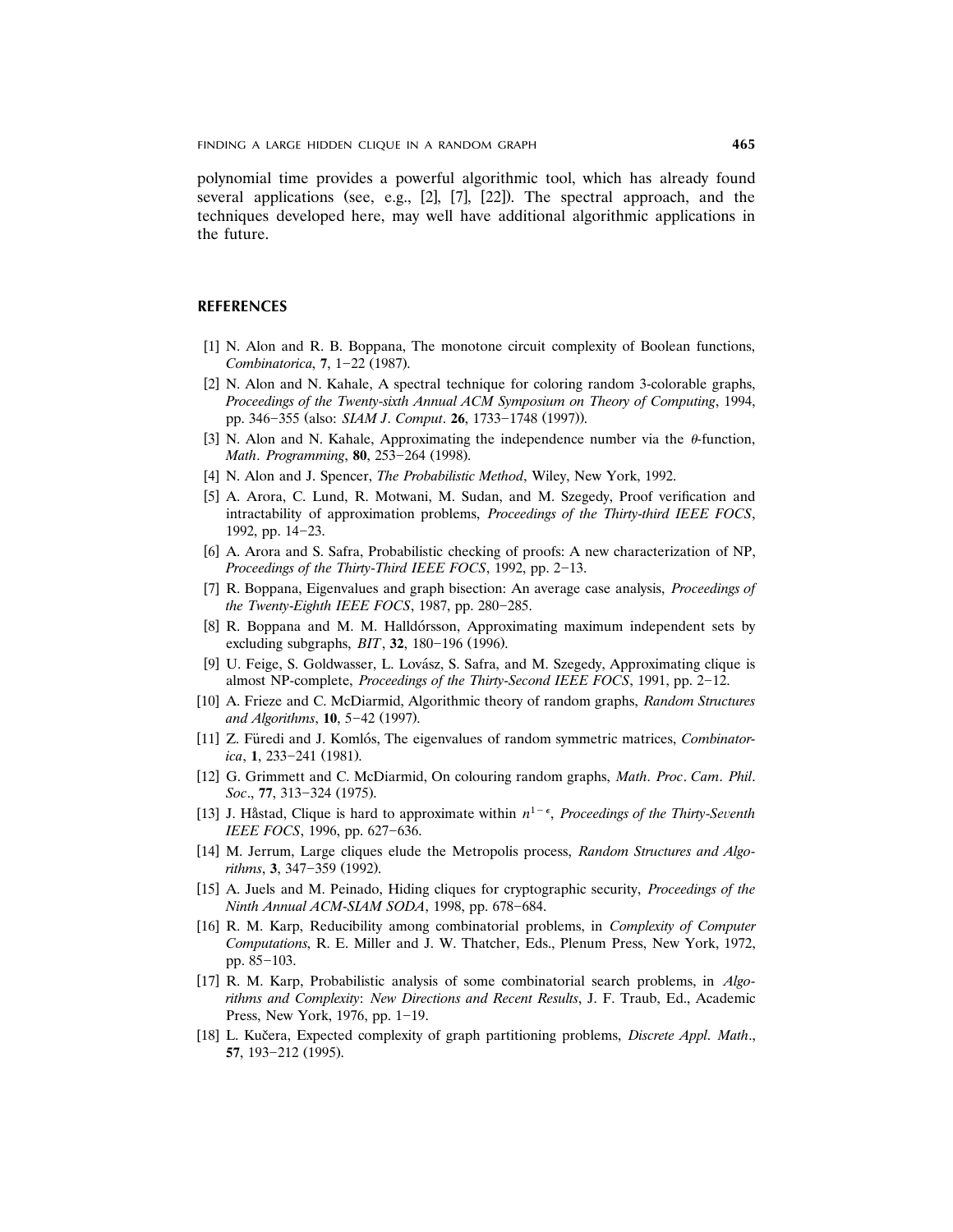polynomial time provides a powerful algorithmic tool, which has already found several applications (see, e.g., [2], [7], [22]). The spectral approach, and the techniques developed here, may well have additional algorithmic applications in the future.

## REFERENCES

[1] N. Alon and R. B. Boppana, The monotone circuit complexity of Boolean functions, *Combinatorica*, **7**, 1–22 (1987).

[2] N. Alon and N. Kahale, A spectral technique for coloring random 3-colorable graphs, *Proceedings of the Twenty-sixth Annual ACM Symposium on Theory of Computing*, 1994, pp. 346–355 (also: *SIAM J. Comput.* **26**, 1733–1748 (1997)).

[3] N. Alon and N. Kahale, Approximating the independence number via the $\theta$-function, *Math. Programming*, **80**, 253–264 (1998).

[4] N. Alon and J. Spencer, *The Probabilistic Method*, Wiley, New York, 1992.

[5] A. Arora, C. Lund, R. Motwani, M. Sudan, and M. Szegedy, Proof verification and intractability of approximation problems, *Proceedings of the Thirty-third IEEE FOCS*, 1992, pp. 14–23.

[6] A. Arora and S. Safra, Probabilistic checking of proofs: A new characterization of NP, *Proceedings of the Thirty-Third IEEE FOCS*, 1992, pp. 2–13.

[7] R. Boppana, Eigenvalues and graph bisection: An average case analysis, *Proceedings of the Twenty-Eighth IEEE FOCS*, 1987, pp. 280–285.

[8] R. Boppana and M. M. Halldórsson, Approximating maximum independent sets by excluding subgraphs, *BIT*, **32**, 180–196 (1996).

[9] U. Feige, S. Goldwasser, L. Lovász, S. Safra, and M. Szegedy, Approximating clique is almost NP-complete, *Proceedings of the Thirty-Second IEEE FOCS*, 1991, pp. 2–12.

[10] A. Frieze and C. McDiarmid, Algorithmic theory of random graphs, *Random Structures and Algorithms*, **10**, 5–42 (1997).

[11] Z. Füredi and J. Komlós, The eigenvalues of random symmetric matrices, *Combinatorica*, **1**, 233–241 (1981).

[12] G. Grimmett and C. McDiarmid, On colouring random graphs, *Math. Proc. Cam. Phil. Soc.*, **77**, 313–324 (1975).

[13] J. Håstad, Clique is hard to approximate within $n^{1-\epsilon}$, *Proceedings of the Thirty-Seventh IEEE FOCS*, 1996, pp. 627–636.

[14] M. Jerrum, Large cliques elude the Metropolis process, *Random Structures and Algorithms*, **3**, 347–359 (1992).

[15] A. Juels and M. Peinado, Hiding cliques for cryptographic security, *Proceedings of the Ninth Annual ACM-SIAM SODA*, 1998, pp. 678–684.

[16] R. M. Karp, Reducibility among combinatorial problems, in *Complexity of Computer Computations*, R. E. Miller and J. W. Thatcher, Eds., Plenum Press, New York, 1972, pp. 85–103.

[17] R. M. Karp, Probabilistic analysis of some combinatorial search problems, in *Algorithms and Complexity: New Directions and Recent Results*, J. F. Traub, Ed., Academic Press, New York, 1976, pp. 1–19.

[18] L. Kučera, Expected complexity of graph partitioning problems, *Discrete Appl. Math.*, **57**, 193–212 (1995).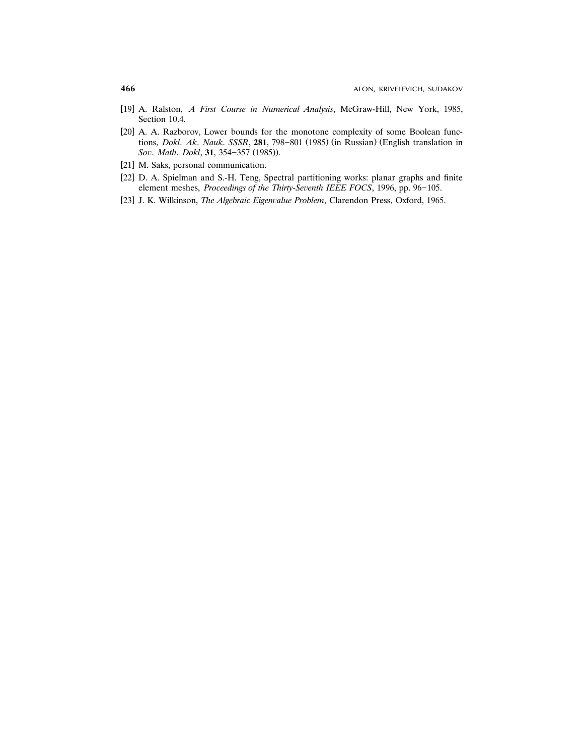[19] A. Ralston, *A First Course in Numerical Analysis*, McGraw-Hill, New York, 1985, Section 10.4.

[20] A. A. Razborov, Lower bounds for the monotone complexity of some Boolean functions, *Dokl. Ak. Nauk. SSSR*, **281**, 798–801 (1985) (in Russian) (English translation in *Sov. Math. Dokl*, **31**, 354–357 (1985)).

[21] M. Saks, personal communication.

[22] D. A. Spielman and S.-H. Teng, Spectral partitioning works: planar graphs and finite element meshes, *Proceedings of the Thirty-Seventh IEEE FOCS*, 1996, pp. 96–105.

[23] J. K. Wilkinson, *The Algebraic Eigenvalue Problem*, Clarendon Press, Oxford, 1965.